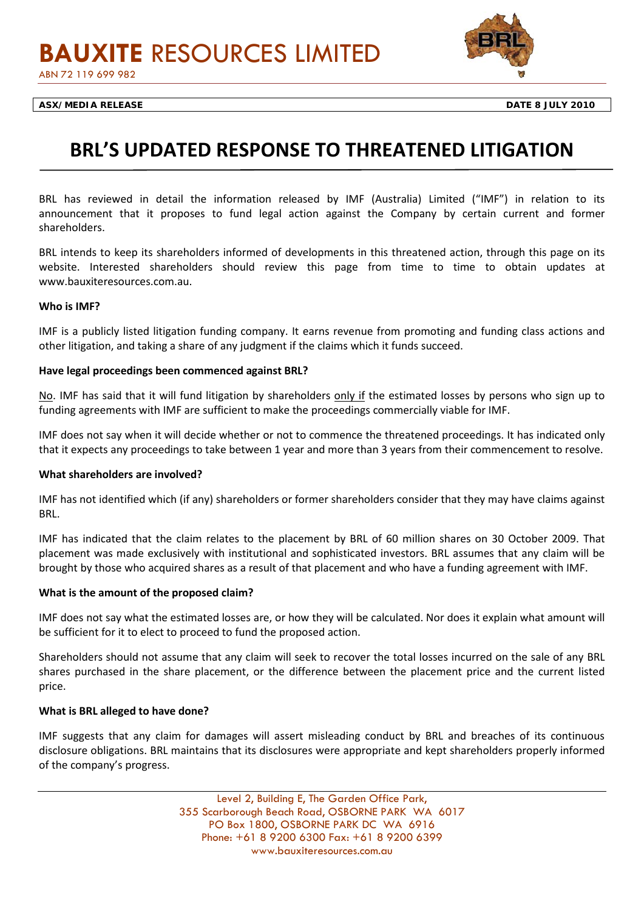# BAUXITE RESOURCES LIMITED

ABN 72 119 699 982

**ASX/MEDIA RELEASE** **DATE 8 JULY 2010**

# BRL'S UPDATED RESPONSE TO THREATENED LITIGATION

BRL has reviewed in detail the information released by IMF (Australia) Limited ("IMF") in relation to its announcement that it proposes to fund legal action against the Company by certain current and former shareholders.

BRL intends to keep its shareholders informed of developments in this threatened action, through this page on its website. Interested shareholders should review this page from time to time to obtain updates at www.bauxiteresources.com.au.

**Who is IMF?**

IMF is a publicly listed litigation funding company. It earns revenue from promoting and funding class actions and other litigation, and taking a share of any judgment if the claims which it funds succeed.

**Have legal proceedings been commenced against BRL?**

No. IMF has said that it will fund litigation by shareholders only if the estimated losses by persons who sign up to funding agreements with IMF are sufficient to make the proceedings commercially viable for IMF.

IMF does not say when it will decide whether or not to commence the threatened proceedings. It has indicated only that it expects any proceedings to take between 1 year and more than 3 years from their commencement to resolve.

**What shareholders are involved?**

IMF has not identified which (if any) shareholders or former shareholders consider that they may have claims against BRL.

IMF has indicated that the claim relates to the placement by BRL of 60 million shares on 30 October 2009. That placement was made exclusively with institutional and sophisticated investors. BRL assumes that any claim will be brought by those who acquired shares as a result of that placement and who have a funding agreement with IMF.

**What is the amount of the proposed claim?**

IMF does not say what the estimated losses are, or how they will be calculated. Nor does it explain what amount will be sufficient for it to elect to proceed to fund the proposed action.

Shareholders should not assume that any claim will seek to recover the total losses incurred on the sale of any BRL shares purchased in the share placement, or the difference between the placement price and the current listed price.

**What is BRL alleged to have done?**

IMF suggests that any claim for damages will assert misleading conduct by BRL and breaches of its continuous disclosure obligations. BRL maintains that its disclosures were appropriate and kept shareholders properly informed of the company's progress.

Level 2, Building E, The Garden Office Park,
355 Scarborough Beach Road, OSBORNE PARK WA 6017
PO Box 1800, OSBORNE PARK DC WA 6916
Phone: +61 8 9200 6300 Fax: +61 8 9200 6399
www.bauxiteresources.com.au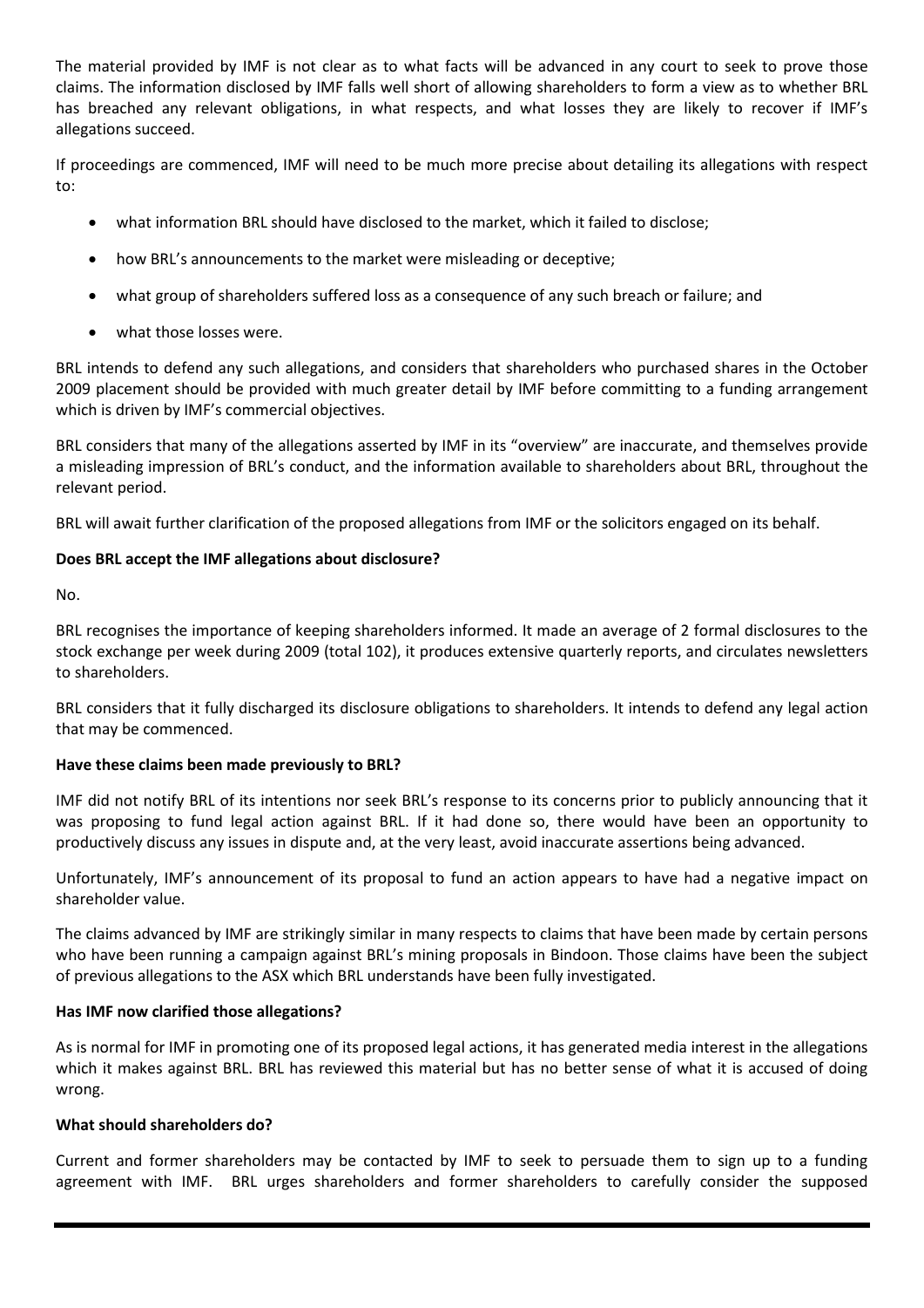The material provided by IMF is not clear as to what facts will be advanced in any court to seek to prove those claims. The information disclosed by IMF falls well short of allowing shareholders to form a view as to whether BRL has breached any relevant obligations, in what respects, and what losses they are likely to recover if IMF's allegations succeed.

If proceedings are commenced, IMF will need to be much more precise about detailing its allegations with respect to:

- what information BRL should have disclosed to the market, which it failed to disclose;
- how BRL's announcements to the market were misleading or deceptive;
- what group of shareholders suffered loss as a consequence of any such breach or failure; and
- what those losses were.

BRL intends to defend any such allegations, and considers that shareholders who purchased shares in the October 2009 placement should be provided with much greater detail by IMF before committing to a funding arrangement which is driven by IMF's commercial objectives.

BRL considers that many of the allegations asserted by IMF in its "overview" are inaccurate, and themselves provide a misleading impression of BRL's conduct, and the information available to shareholders about BRL, throughout the relevant period.

BRL will await further clarification of the proposed allegations from IMF or the solicitors engaged on its behalf.

**Does BRL accept the IMF allegations about disclosure?**

No.

BRL recognises the importance of keeping shareholders informed. It made an average of 2 formal disclosures to the stock exchange per week during 2009 (total 102), it produces extensive quarterly reports, and circulates newsletters to shareholders.

BRL considers that it fully discharged its disclosure obligations to shareholders. It intends to defend any legal action that may be commenced.

**Have these claims been made previously to BRL?**

IMF did not notify BRL of its intentions nor seek BRL's response to its concerns prior to publicly announcing that it was proposing to fund legal action against BRL. If it had done so, there would have been an opportunity to productively discuss any issues in dispute and, at the very least, avoid inaccurate assertions being advanced.

Unfortunately, IMF's announcement of its proposal to fund an action appears to have had a negative impact on shareholder value.

The claims advanced by IMF are strikingly similar in many respects to claims that have been made by certain persons who have been running a campaign against BRL's mining proposals in Bindoon. Those claims have been the subject of previous allegations to the ASX which BRL understands have been fully investigated.

**Has IMF now clarified those allegations?**

As is normal for IMF in promoting one of its proposed legal actions, it has generated media interest in the allegations which it makes against BRL. BRL has reviewed this material but has no better sense of what it is accused of doing wrong.

**What should shareholders do?**

Current and former shareholders may be contacted by IMF to seek to persuade them to sign up to a funding agreement with IMF. BRL urges shareholders and former shareholders to carefully consider the supposed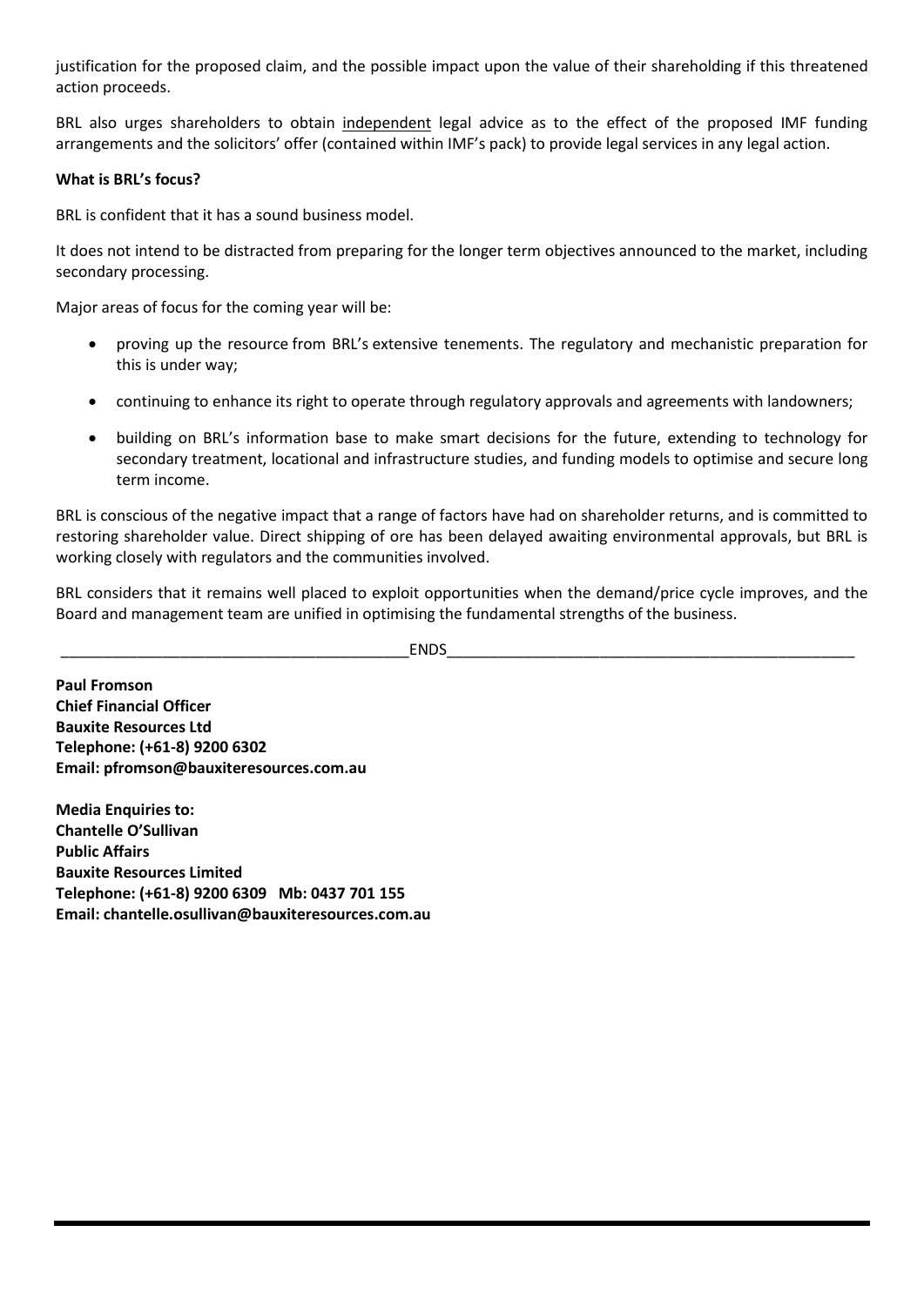justification for the proposed claim, and the possible impact upon the value of their shareholding if this threatened action proceeds.

BRL also urges shareholders to obtain <u>independent</u> legal advice as to the effect of the proposed IMF funding arrangements and the solicitors' offer (contained within IMF's pack) to provide legal services in any legal action.

**What is BRL's focus?**

BRL is confident that it has a sound business model.

It does not intend to be distracted from preparing for the longer term objectives announced to the market, including secondary processing.

Major areas of focus for the coming year will be:

- proving up the resource from BRL's extensive tenements. The regulatory and mechanistic preparation for this is under way;
- continuing to enhance its right to operate through regulatory approvals and agreements with landowners;
- building on BRL's information base to make smart decisions for the future, extending to technology for secondary treatment, locational and infrastructure studies, and funding models to optimise and secure long term income.

BRL is conscious of the negative impact that a range of factors have had on shareholder returns, and is committed to restoring shareholder value. Direct shipping of ore has been delayed awaiting environmental approvals, but BRL is working closely with regulators and the communities involved.

BRL considers that it remains well placed to exploit opportunities when the demand/price cycle improves, and the Board and management team are unified in optimising the fundamental strengths of the business.

ENDS

**Paul Fromson**
**Chief Financial Officer**
**Bauxite Resources Ltd**
**Telephone: (+61-8) 9200 6302**
**Email: pfromson@bauxiteresources.com.au**

**Media Enquiries to:**
**Chantelle O'Sullivan**
**Public Affairs**
**Bauxite Resources Limited**
**Telephone: (+61-8) 9200 6309 Mb: 0437 701 155**
**Email: chantelle.osullivan@bauxiteresources.com.au**